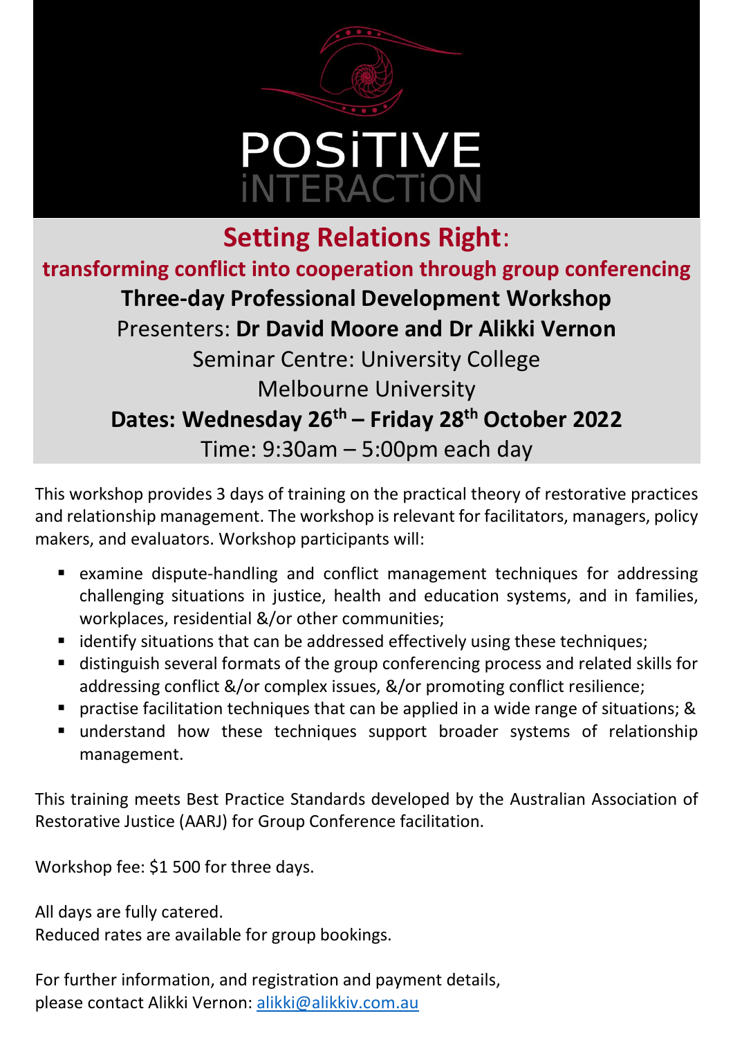# POSiTIVE iNTERACTiON

## Setting Relations Right:

### transforming conflict into cooperation through group conferencing

**Three-day Professional Development Workshop**

Presenters: **Dr David Moore and Dr Alikki Vernon**

Seminar Centre: University College

Melbourne University

**Dates: Wednesday 26th – Friday 28th October 2022**

Time: 9:30am – 5:00pm each day

This workshop provides 3 days of training on the practical theory of restorative practices and relationship management. The workshop is relevant for facilitators, managers, policy makers, and evaluators. Workshop participants will:

- examine dispute-handling and conflict management techniques for addressing challenging situations in justice, health and education systems, and in families, workplaces, residential &/or other communities;
- identify situations that can be addressed effectively using these techniques;
- distinguish several formats of the group conferencing process and related skills for addressing conflict &/or complex issues, &/or promoting conflict resilience;
- practise facilitation techniques that can be applied in a wide range of situations; &
- understand how these techniques support broader systems of relationship management.

This training meets Best Practice Standards developed by the Australian Association of Restorative Justice (AARJ) for Group Conference facilitation.

Workshop fee: $1 500 for three days.

All days are fully catered.
Reduced rates are available for group bookings.

For further information, and registration and payment details,
please contact Alikki Vernon: alikki@alikkiv.com.au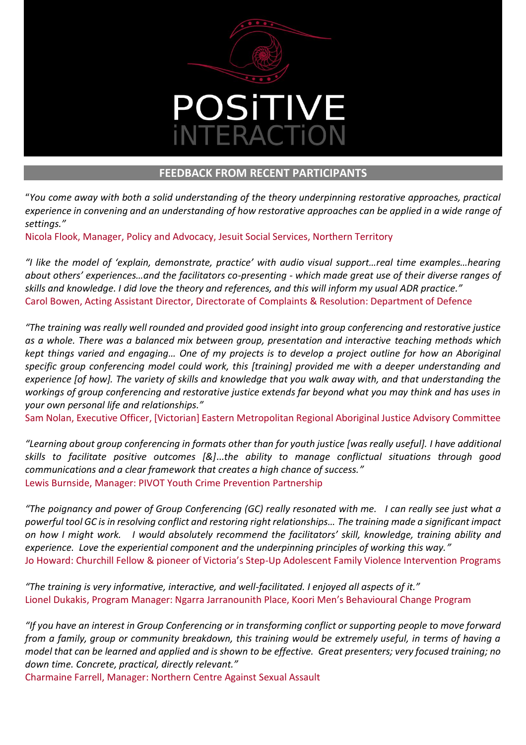# POSiTIVE iNTERACTiON

## FEEDBACK FROM RECENT PARTICIPANTS

"*You come away with both a solid understanding of the theory underpinning restorative approaches, practical experience in convening and an understanding of how restorative approaches can be applied in a wide range of settings."*

Nicola Flook, Manager, Policy and Advocacy, Jesuit Social Services, Northern Territory

*"I like the model of 'explain, demonstrate, practice' with audio visual support…real time examples…hearing about others' experiences…and the facilitators co-presenting - which made great use of their diverse ranges of skills and knowledge. I did love the theory and references, and this will inform my usual ADR practice."*

Carol Bowen, Acting Assistant Director, Directorate of Complaints & Resolution: Department of Defence

*"The training was really well rounded and provided good insight into group conferencing and restorative justice as a whole. There was a balanced mix between group, presentation and interactive teaching methods which kept things varied and engaging… One of my projects is to develop a project outline for how an Aboriginal specific group conferencing model could work, this [training] provided me with a deeper understanding and experience [of how]. The variety of skills and knowledge that you walk away with, and that understanding the workings of group conferencing and restorative justice extends far beyond what you may think and has uses in your own personal life and relationships."*

Sam Nolan, Executive Officer, [Victorian] Eastern Metropolitan Regional Aboriginal Justice Advisory Committee

*"Learning about group conferencing in formats other than for youth justice [was really useful]. I have additional skills to facilitate positive outcomes [&]...the ability to manage conflictual situations through good communications and a clear framework that creates a high chance of success."*

Lewis Burnside, Manager: PIVOT Youth Crime Prevention Partnership

*"The poignancy and power of Group Conferencing (GC) really resonated with me. I can really see just what a powerful tool GC is in resolving conflict and restoring right relationships… The training made a significant impact on how I might work. I would absolutely recommend the facilitators' skill, knowledge, training ability and experience. Love the experiential component and the underpinning principles of working this way."*

Jo Howard: Churchill Fellow & pioneer of Victoria's Step-Up Adolescent Family Violence Intervention Programs

*"The training is very informative, interactive, and well-facilitated. I enjoyed all aspects of it."*

Lionel Dukakis, Program Manager: Ngarra Jarranounith Place, Koori Men's Behavioural Change Program

*"If you have an interest in Group Conferencing or in transforming conflict or supporting people to move forward from a family, group or community breakdown, this training would be extremely useful, in terms of having a model that can be learned and applied and is shown to be effective. Great presenters; very focused training; no down time. Concrete, practical, directly relevant."*

Charmaine Farrell, Manager: Northern Centre Against Sexual Assault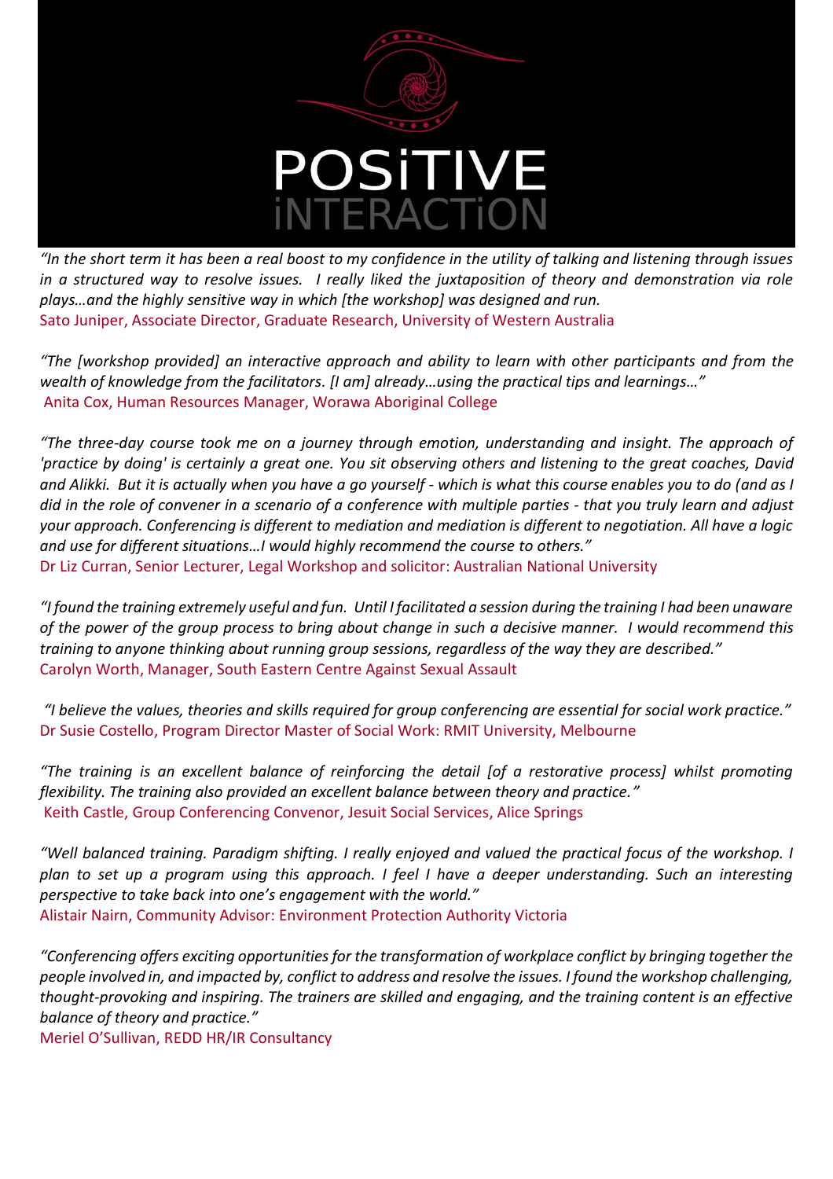# POSiTIVE iNTERACTiON

*"In the short term it has been a real boost to my confidence in the utility of talking and listening through issues in a structured way to resolve issues. I really liked the juxtaposition of theory and demonstration via role plays…and the highly sensitive way in which [the workshop] was designed and run.*
Sato Juniper, Associate Director, Graduate Research, University of Western Australia

*"The [workshop provided] an interactive approach and ability to learn with other participants and from the wealth of knowledge from the facilitators. [I am] already…using the practical tips and learnings…"*
Anita Cox, Human Resources Manager, Worawa Aboriginal College

*"The three-day course took me on a journey through emotion, understanding and insight. The approach of 'practice by doing' is certainly a great one. You sit observing others and listening to the great coaches, David and Alikki. But it is actually when you have a go yourself - which is what this course enables you to do (and as I did in the role of convener in a scenario of a conference with multiple parties - that you truly learn and adjust your approach. Conferencing is different to mediation and mediation is different to negotiation. All have a logic and use for different situations…I would highly recommend the course to others."*
Dr Liz Curran, Senior Lecturer, Legal Workshop and solicitor: Australian National University

*"I found the training extremely useful and fun. Until I facilitated a session during the training I had been unaware of the power of the group process to bring about change in such a decisive manner. I would recommend this training to anyone thinking about running group sessions, regardless of the way they are described."*
Carolyn Worth, Manager, South Eastern Centre Against Sexual Assault

*"I believe the values, theories and skills required for group conferencing are essential for social work practice."*
Dr Susie Costello, Program Director Master of Social Work: RMIT University, Melbourne

*"The training is an excellent balance of reinforcing the detail [of a restorative process] whilst promoting flexibility. The training also provided an excellent balance between theory and practice."*
Keith Castle, Group Conferencing Convenor, Jesuit Social Services, Alice Springs

*"Well balanced training. Paradigm shifting. I really enjoyed and valued the practical focus of the workshop. I plan to set up a program using this approach. I feel I have a deeper understanding. Such an interesting perspective to take back into one's engagement with the world."*
Alistair Nairn, Community Advisor: Environment Protection Authority Victoria

*"Conferencing offers exciting opportunities for the transformation of workplace conflict by bringing together the people involved in, and impacted by, conflict to address and resolve the issues. I found the workshop challenging, thought-provoking and inspiring. The trainers are skilled and engaging, and the training content is an effective balance of theory and practice."*
Meriel O'Sullivan, REDD HR/IR Consultancy